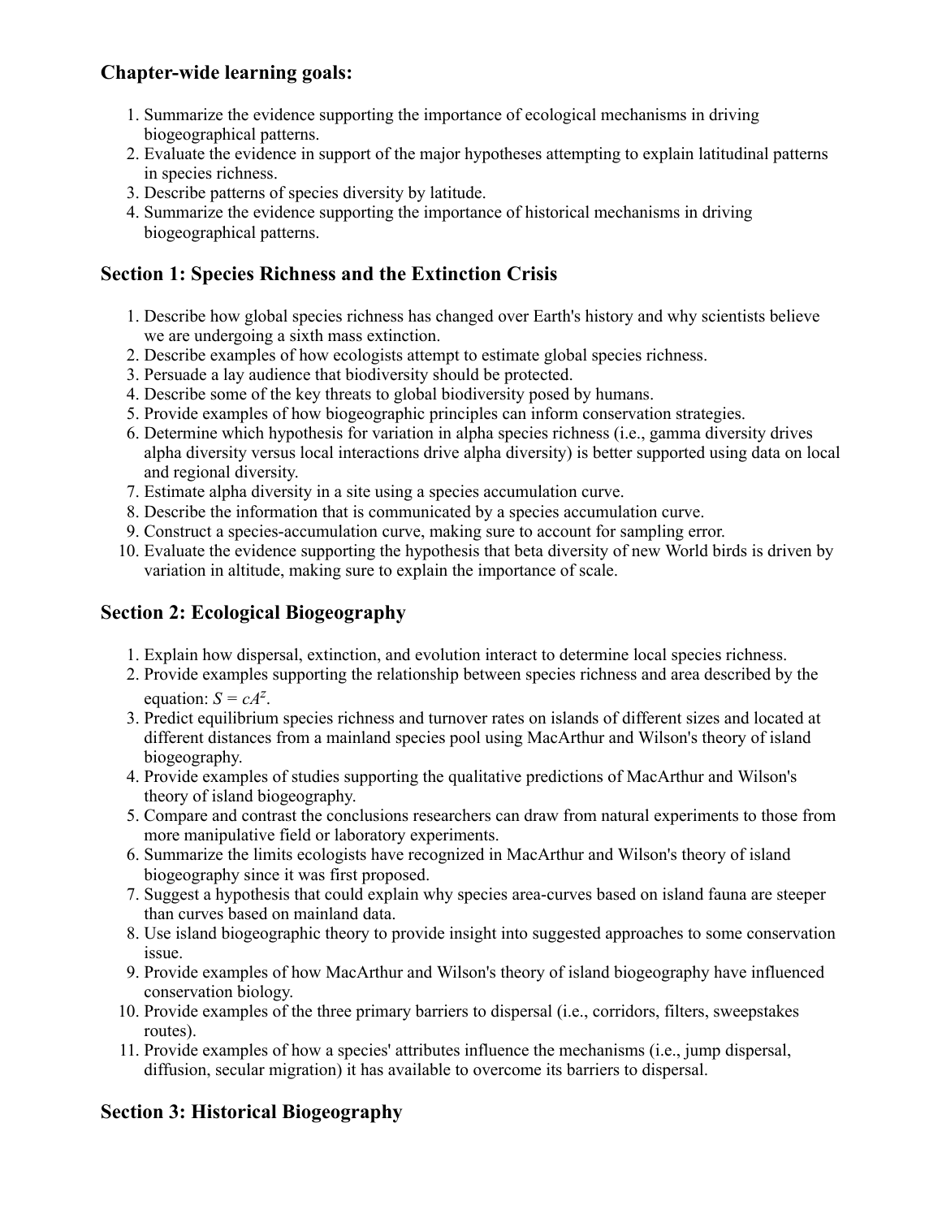## Chapter-wide learning goals:

1. Summarize the evidence supporting the importance of ecological mechanisms in driving biogeographical patterns.
2. Evaluate the evidence in support of the major hypotheses attempting to explain latitudinal patterns in species richness.
3. Describe patterns of species diversity by latitude.
4. Summarize the evidence supporting the importance of historical mechanisms in driving biogeographical patterns.

## Section 1: Species Richness and the Extinction Crisis

1. Describe how global species richness has changed over Earth's history and why scientists believe we are undergoing a sixth mass extinction.
2. Describe examples of how ecologists attempt to estimate global species richness.
3. Persuade a lay audience that biodiversity should be protected.
4. Describe some of the key threats to global biodiversity posed by humans.
5. Provide examples of how biogeographic principles can inform conservation strategies.
6. Determine which hypothesis for variation in alpha species richness (i.e., gamma diversity drives alpha diversity versus local interactions drive alpha diversity) is better supported using data on local and regional diversity.
7. Estimate alpha diversity in a site using a species accumulation curve.
8. Describe the information that is communicated by a species accumulation curve.
9. Construct a species-accumulation curve, making sure to account for sampling error.
10. Evaluate the evidence supporting the hypothesis that beta diversity of new World birds is driven by variation in altitude, making sure to explain the importance of scale.

## Section 2: Ecological Biogeography

1. Explain how dispersal, extinction, and evolution interact to determine local species richness.
2. Provide examples supporting the relationship between species richness and area described by the equation: $S = cA^z$.
3. Predict equilibrium species richness and turnover rates on islands of different sizes and located at different distances from a mainland species pool using MacArthur and Wilson's theory of island biogeography.
4. Provide examples of studies supporting the qualitative predictions of MacArthur and Wilson's theory of island biogeography.
5. Compare and contrast the conclusions researchers can draw from natural experiments to those from more manipulative field or laboratory experiments.
6. Summarize the limits ecologists have recognized in MacArthur and Wilson's theory of island biogeography since it was first proposed.
7. Suggest a hypothesis that could explain why species area-curves based on island fauna are steeper than curves based on mainland data.
8. Use island biogeographic theory to provide insight into suggested approaches to some conservation issue.
9. Provide examples of how MacArthur and Wilson's theory of island biogeography have influenced conservation biology.
10. Provide examples of the three primary barriers to dispersal (i.e., corridors, filters, sweepstakes routes).
11. Provide examples of how a species' attributes influence the mechanisms (i.e., jump dispersal, diffusion, secular migration) it has available to overcome its barriers to dispersal.

## Section 3: Historical Biogeography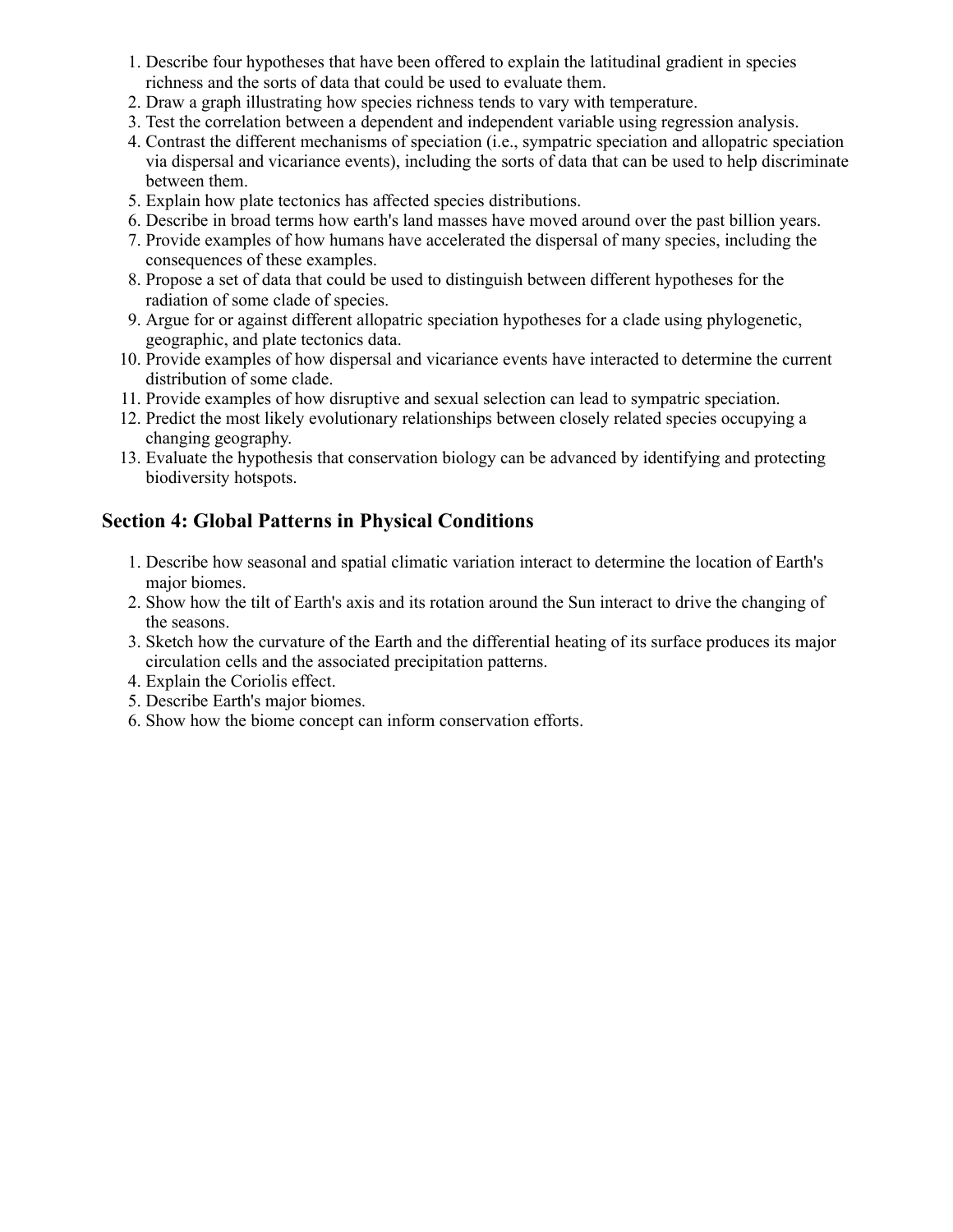1. Describe four hypotheses that have been offered to explain the latitudinal gradient in species richness and the sorts of data that could be used to evaluate them.
2. Draw a graph illustrating how species richness tends to vary with temperature.
3. Test the correlation between a dependent and independent variable using regression analysis.
4. Contrast the different mechanisms of speciation (i.e., sympatric speciation and allopatric speciation via dispersal and vicariance events), including the sorts of data that can be used to help discriminate between them.
5. Explain how plate tectonics has affected species distributions.
6. Describe in broad terms how earth's land masses have moved around over the past billion years.
7. Provide examples of how humans have accelerated the dispersal of many species, including the consequences of these examples.
8. Propose a set of data that could be used to distinguish between different hypotheses for the radiation of some clade of species.
9. Argue for or against different allopatric speciation hypotheses for a clade using phylogenetic, geographic, and plate tectonics data.
10. Provide examples of how dispersal and vicariance events have interacted to determine the current distribution of some clade.
11. Provide examples of how disruptive and sexual selection can lead to sympatric speciation.
12. Predict the most likely evolutionary relationships between closely related species occupying a changing geography.
13. Evaluate the hypothesis that conservation biology can be advanced by identifying and protecting biodiversity hotspots.

## Section 4: Global Patterns in Physical Conditions

1. Describe how seasonal and spatial climatic variation interact to determine the location of Earth's major biomes.
2. Show how the tilt of Earth's axis and its rotation around the Sun interact to drive the changing of the seasons.
3. Sketch how the curvature of the Earth and the differential heating of its surface produces its major circulation cells and the associated precipitation patterns.
4. Explain the Coriolis effect.
5. Describe Earth's major biomes.
6. Show how the biome concept can inform conservation efforts.